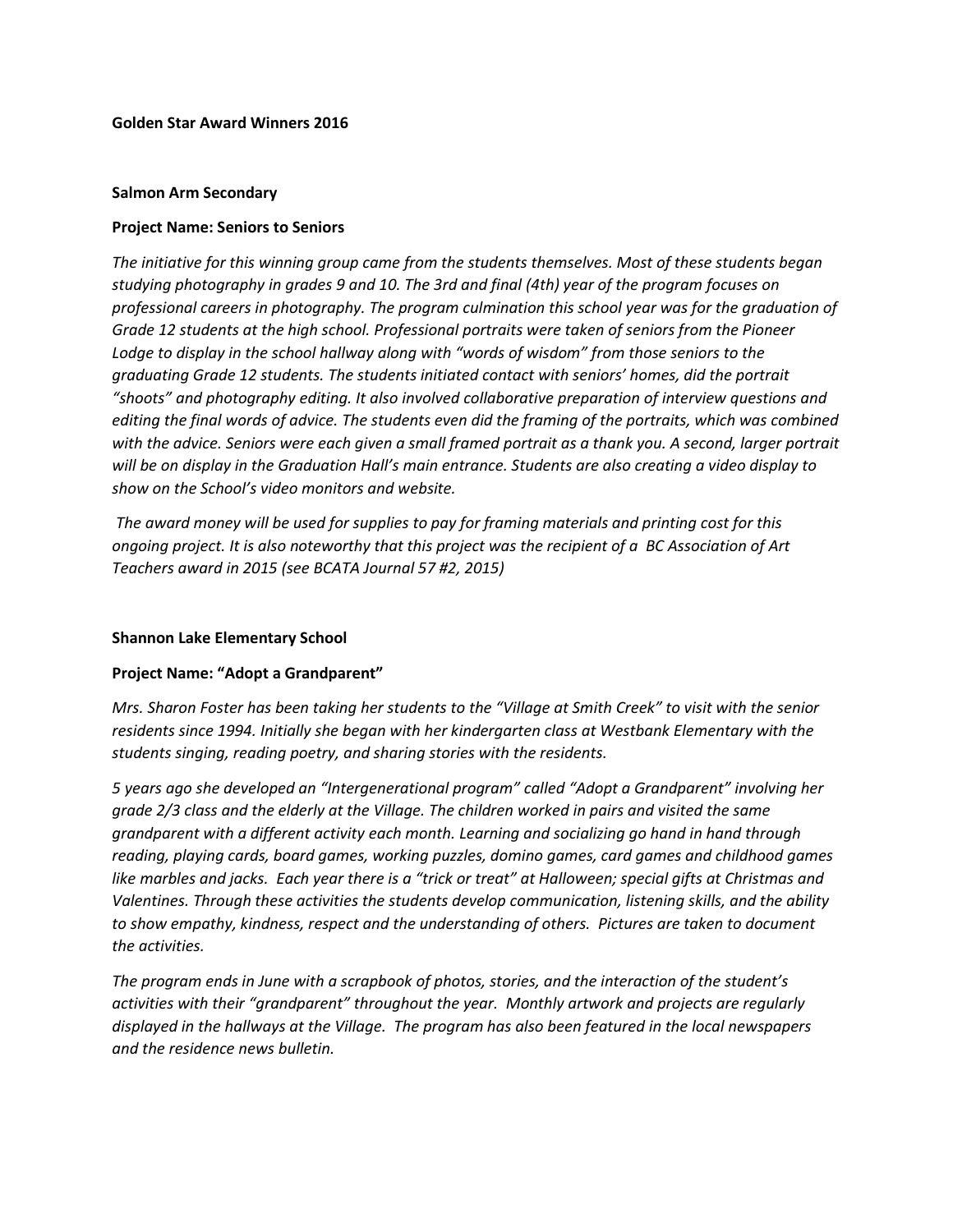**Golden Star Award Winners 2016**

**Salmon Arm Secondary**

**Project Name: Seniors to Seniors**

*The initiative for this winning group came from the students themselves. Most of these students began studying photography in grades 9 and 10. The 3rd and final (4th) year of the program focuses on professional careers in photography. The program culmination this school year was for the graduation of Grade 12 students at the high school. Professional portraits were taken of seniors from the Pioneer Lodge to display in the school hallway along with "words of wisdom" from those seniors to the graduating Grade 12 students. The students initiated contact with seniors' homes, did the portrait "shoots" and photography editing. It also involved collaborative preparation of interview questions and editing the final words of advice. The students even did the framing of the portraits, which was combined with the advice. Seniors were each given a small framed portrait as a thank you. A second, larger portrait will be on display in the Graduation Hall's main entrance. Students are also creating a video display to show on the School's video monitors and website.*

*The award money will be used for supplies to pay for framing materials and printing cost for this ongoing project. It is also noteworthy that this project was the recipient of a BC Association of Art Teachers award in 2015 (see BCATA Journal 57 #2, 2015)*

**Shannon Lake Elementary School**

**Project Name: "Adopt a Grandparent"**

*Mrs. Sharon Foster has been taking her students to the "Village at Smith Creek" to visit with the senior residents since 1994. Initially she began with her kindergarten class at Westbank Elementary with the students singing, reading poetry, and sharing stories with the residents.*

*5 years ago she developed an "Intergenerational program" called "Adopt a Grandparent" involving her grade 2/3 class and the elderly at the Village. The children worked in pairs and visited the same grandparent with a different activity each month. Learning and socializing go hand in hand through reading, playing cards, board games, working puzzles, domino games, card games and childhood games like marbles and jacks. Each year there is a "trick or treat" at Halloween; special gifts at Christmas and Valentines. Through these activities the students develop communication, listening skills, and the ability to show empathy, kindness, respect and the understanding of others. Pictures are taken to document the activities.*

*The program ends in June with a scrapbook of photos, stories, and the interaction of the student's activities with their "grandparent" throughout the year. Monthly artwork and projects are regularly displayed in the hallways at the Village. The program has also been featured in the local newspapers and the residence news bulletin.*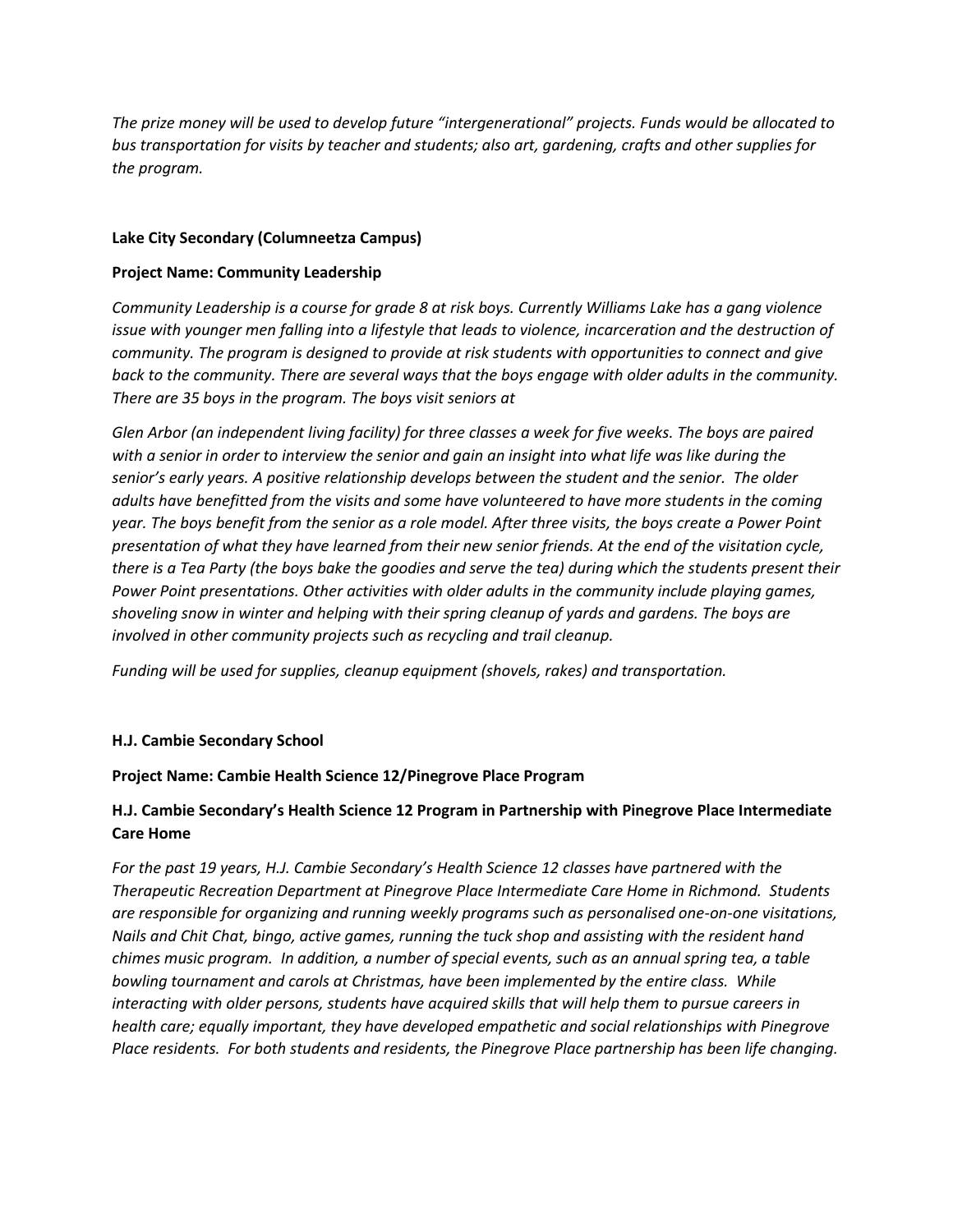*The prize money will be used to develop future "intergenerational" projects. Funds would be allocated to bus transportation for visits by teacher and students; also art, gardening, crafts and other supplies for the program.*

**Lake City Secondary (Columneetza Campus)**

**Project Name: Community Leadership**

*Community Leadership is a course for grade 8 at risk boys. Currently Williams Lake has a gang violence issue with younger men falling into a lifestyle that leads to violence, incarceration and the destruction of community. The program is designed to provide at risk students with opportunities to connect and give back to the community. There are several ways that the boys engage with older adults in the community. There are 35 boys in the program. The boys visit seniors at*

*Glen Arbor (an independent living facility) for three classes a week for five weeks. The boys are paired with a senior in order to interview the senior and gain an insight into what life was like during the senior's early years. A positive relationship develops between the student and the senior. The older adults have benefitted from the visits and some have volunteered to have more students in the coming year. The boys benefit from the senior as a role model. After three visits, the boys create a Power Point presentation of what they have learned from their new senior friends. At the end of the visitation cycle, there is a Tea Party (the boys bake the goodies and serve the tea) during which the students present their Power Point presentations. Other activities with older adults in the community include playing games, shoveling snow in winter and helping with their spring cleanup of yards and gardens. The boys are involved in other community projects such as recycling and trail cleanup.*

*Funding will be used for supplies, cleanup equipment (shovels, rakes) and transportation.*

**H.J. Cambie Secondary School**

**Project Name: Cambie Health Science 12/Pinegrove Place Program**

**H.J. Cambie Secondary's Health Science 12 Program in Partnership with Pinegrove Place Intermediate Care Home**

*For the past 19 years, H.J. Cambie Secondary's Health Science 12 classes have partnered with the Therapeutic Recreation Department at Pinegrove Place Intermediate Care Home in Richmond. Students are responsible for organizing and running weekly programs such as personalised one-on-one visitations, Nails and Chit Chat, bingo, active games, running the tuck shop and assisting with the resident hand chimes music program. In addition, a number of special events, such as an annual spring tea, a table bowling tournament and carols at Christmas, have been implemented by the entire class. While interacting with older persons, students have acquired skills that will help them to pursue careers in health care; equally important, they have developed empathetic and social relationships with Pinegrove Place residents. For both students and residents, the Pinegrove Place partnership has been life changing.*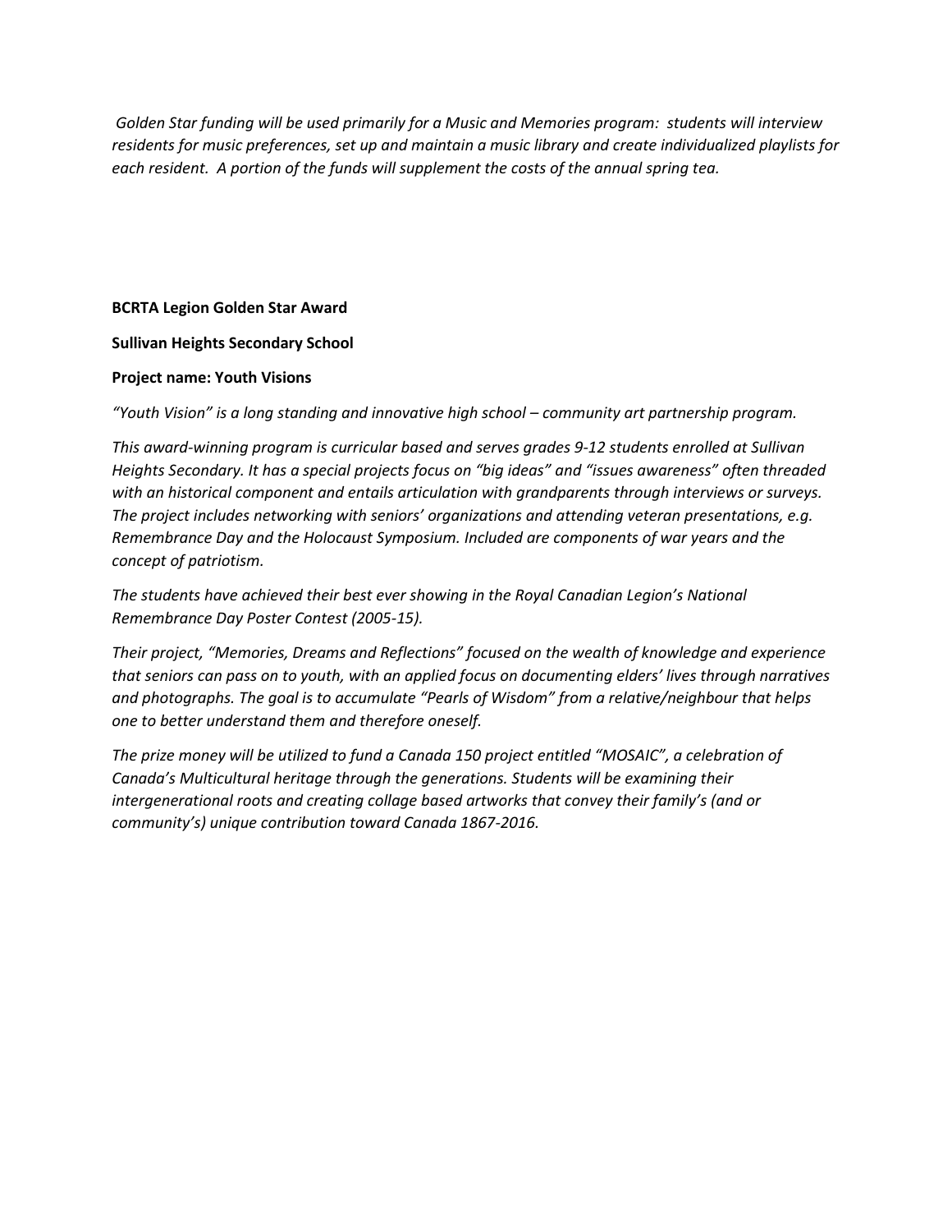*Golden Star funding will be used primarily for a Music and Memories program: students will interview residents for music preferences, set up and maintain a music library and create individualized playlists for each resident. A portion of the funds will supplement the costs of the annual spring tea.*

**BCRTA Legion Golden Star Award**

**Sullivan Heights Secondary School**

**Project name: Youth Visions**

*"Youth Vision" is a long standing and innovative high school – community art partnership program.*

*This award-winning program is curricular based and serves grades 9-12 students enrolled at Sullivan Heights Secondary. It has a special projects focus on "big ideas" and "issues awareness" often threaded with an historical component and entails articulation with grandparents through interviews or surveys. The project includes networking with seniors' organizations and attending veteran presentations, e.g. Remembrance Day and the Holocaust Symposium. Included are components of war years and the concept of patriotism.*

*The students have achieved their best ever showing in the Royal Canadian Legion's National Remembrance Day Poster Contest (2005-15).*

*Their project, "Memories, Dreams and Reflections" focused on the wealth of knowledge and experience that seniors can pass on to youth, with an applied focus on documenting elders' lives through narratives and photographs. The goal is to accumulate "Pearls of Wisdom" from a relative/neighbour that helps one to better understand them and therefore oneself.*

*The prize money will be utilized to fund a Canada 150 project entitled "MOSAIC", a celebration of Canada's Multicultural heritage through the generations. Students will be examining their intergenerational roots and creating collage based artworks that convey their family's (and or community's) unique contribution toward Canada 1867-2016.*